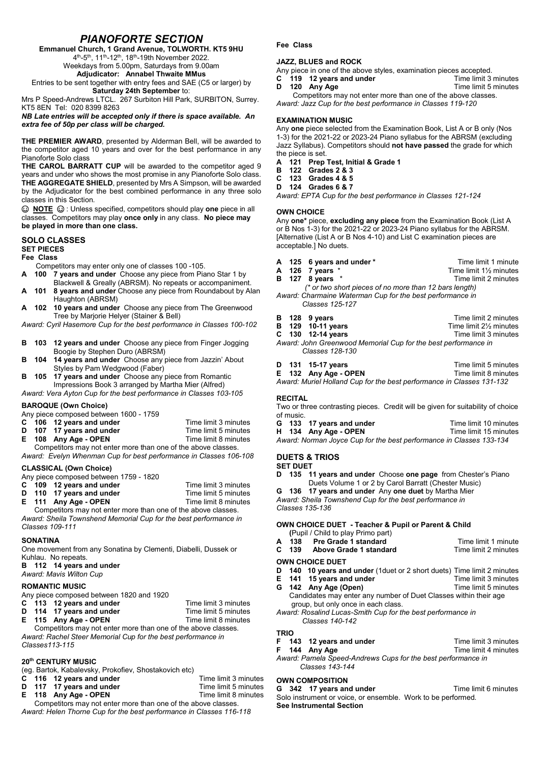# *PIANOFORTE SECTION*

**Emmanuel Church, 1 Grand Avenue, TOLWORTH. KT5 9HU**

4th-5th, 11th-12th, 18th-19th November 2022.

Weekdays from 5.00pm, Saturdays from 9.00am

**Adjudicator: Annabel Thwaite MMus**

Entries to be sent together with entry fees and SAE (C5 or larger) by **Saturday 24th September** to:

Mrs P Speed-Andrews LTCL. 267 Surbiton Hill Park, SURBITON, Surrey. KT5 8EN Tel: 020 8399 8263

***NB Late entries will be accepted only if there is space available. An extra fee of 50p per class will be charged.***

**THE PREMIER AWARD**, presented by Alderman Bell, will be awarded to the competitor aged 10 years and over for the best performance in any Pianoforte Solo class

**THE CAROL BARRATT CUP** will be awarded to the competitor aged 9 years and under who shows the most promise in any Pianoforte Solo class.

**THE AGGREGATE SHIELD**, presented by Mrs A Simpson, will be awarded by the Adjudicator for the best combined performance in any three solo classes in this Section.

☺ **NOTE** ☺ : Unless specified, competitors should play **one** piece in all classes. Competitors may play **once only** in any class. **No piece may be played in more than one class.**

## SOLO CLASSES

### SET PIECES

**Fee Class**

Competitors may enter only one of classes 100 -105.

- **A 100 7 years and under** Choose any piece from Piano Star 1 by Blackwell & Greally (ABRSM). No repeats or accompaniment.
- **A 101 8 years and under** Choose any piece from Roundabout by Alan Haughton (ABRSM)
- **A 102 10 years and under** Choose any piece from The Greenwood Tree by Marjorie Helyer (Stainer & Bell)

*Award: Cyril Hasemore Cup for the best performance in Classes 100-102*

- **B 103 12 years and under** Choose any piece from Finger Jogging Boogie by Stephen Duro (ABRSM)
- **B 104 14 years and under** Choose any piece from Jazzin' About Styles by Pam Wedgwood (Faber)
- **B 105 17 years and under** Choose any piece from Romantic Impressions Book 3 arranged by Martha Mier (Alfred)

*Award: Vera Ayton Cup for the best performance in Classes 103-105*

### BAROQUE (Own Choice)

Any piece composed between 1600 - 1759

- **C 106 12 years and under** — Time limit 3 minutes
- **D 107 17 years and under** — Time limit 5 minutes
- **E 108 Any Age - OPEN** — Time limit 8 minutes

Competitors may not enter more than one of the above classes.

*Award: Evelyn Whenman Cup for best performance in Classes 106-108*

### CLASSICAL (Own Choice)

Any piece composed between 1759 - 1820

- **C 109 12 years and under** — Time limit 3 minutes
- **D 110 17 years and under** — Time limit 5 minutes
- **E 111 Any Age - OPEN** — Time limit 8 minutes

Competitors may not enter more than one of the above classes.

*Award: Sheila Townshend Memorial Cup for the best performance in Classes 109-111*

### SONATINA

One movement from any Sonatina by Clementi, Diabelli, Dussek or Kuhlau. No repeats.

- **B 112 14 years and under**

*Award: Mavis Wilton Cup*

### ROMANTIC MUSIC

Any piece composed between 1820 and 1920

- **C 113 12 years and under** — Time limit 3 minutes
- **D 114 17 years and under** — Time limit 5 minutes
- **E 115 Any Age - OPEN** — Time limit 8 minutes

Competitors may not enter more than one of the above classes.

*Award: Rachel Steer Memorial Cup for the best performance in Classes113-115*

### 20th CENTURY MUSIC

(eg. Bartok, Kabalevsky, Prokofiev, Shostakovich etc)

- **C 116 12 years and under** — Time limit 3 minutes
- **D 117 17 years and under** — Time limit 5 minutes
- **E 118 Any Age - OPEN** — Time limit 8 minutes

Competitors may not enter more than one of the above classes.

*Award: Helen Thorne Cup for the best performance in Classes 116-118*

**Fee Class**

### JAZZ, BLUES and ROCK

Any piece in one of the above styles, examination pieces accepted.

- **C 119 12 years and under** — Time limit 3 minutes
- **D 120 Any Age** — Time limit 5 minutes

Competitors may not enter more than one of the above classes.

*Award: Jazz Cup for the best performance in Classes 119-120*

### EXAMINATION MUSIC

Any **one** piece selected from the Examination Book, List A or B only (Nos 1-3) for the 2021-22 or 2023-24 Piano syllabus for the ABRSM (excluding Jazz Syllabus). Competitors should **not have passed** the grade for which the piece is set.

- **A 121 Prep Test, Initial & Grade 1**
- **B 122 Grades 2 & 3**
- **C 123 Grades 4 & 5**
- **D 124 Grades 6 & 7**

*Award: EPTA Cup for the best performance in Classes 121-124*

### OWN CHOICE

Any **one*** piece, **excluding any piece** from the Examination Book (List A or B Nos 1-3) for the 2021-22 or 2023-24 Piano syllabus for the ABRSM. [Alternative (List A or B Nos 4-10) and List C examination pieces are acceptable.] No duets.

- **A 125 6 years and under *** — Time limit 1 minute
- **A 126 7 years *** — Time limit 1½ minutes
- **B 127 8 years *** — Time limit 2 minutes

*(* or two short pieces of no more than 12 bars length)*

*Award: Charmaine Waterman Cup for the best performance in Classes 125-127*

- **B 128 9 years** — Time limit 2 minutes
- **B 129 10-11 years** — Time limit 2½ minutes
- **C 130 12-14 years** — Time limit 3 minutes

*Award: John Greenwood Memorial Cup for the best performance in Classes 128-130*

- **D 131 15-17 years** — Time limit 5 minutes
- **E 132 Any Age - OPEN** — Time limit 8 minutes

*Award: Muriel Holland Cup for the best performance in Classes 131-132*

### RECITAL

Two or three contrasting pieces. Credit will be given for suitability of choice of music.

- **G 133 17 years and under** — Time limit 10 minutes
- **H 134 Any Age - OPEN** — Time limit 15 minutes

*Award: Norman Joyce Cup for the best performance in Classes 133-134*

## DUETS & TRIOS

### SET DUET

- **D 135 11 years and under** Choose **one page** from Chester's Piano Duets Volume 1 or 2 by Carol Barratt (Chester Music)
- **G 136 17 years and under** Any **one duet** by Martha Mier

*Award: Sheila Townshend Cup for the best performance in Classes 135-136*

### OWN CHOICE DUET - Teacher & Pupil or Parent & Child

**(**Pupil / Child to play Primo part)

- **A 138 Pre Grade 1 standard** — Time limit 1 minute
- **C 139 Above Grade 1 standard** — Time limit 2 minutes

### OWN CHOICE DUET

- **D 140 10 years and under** (1duet or 2 short duets) Time limit 2 minutes
- **E 141 15 years and under** — Time limit 3 minutes
- **G 142 Any Age (Open)** — Time limit 5 minutes

Candidates may enter any number of Duet Classes within their age group, but only once in each class.

*Award: Rosalind Lucas-Smith Cup for the best performance in Classes 140-142*

### TRIO

- **F 143 12 years and under** — Time limit 3 minutes
- **F 144 Any Age** — Time limit 4 minutes

*Award: Pamela Speed-Andrews Cups for the best performance in Classes 143-144*

### OWN COMPOSITION

- **G 342 17 years and under** — Time limit 6 minutes

Solo instrument or voice, or ensemble. Work to be performed.

**See Instrumental Section**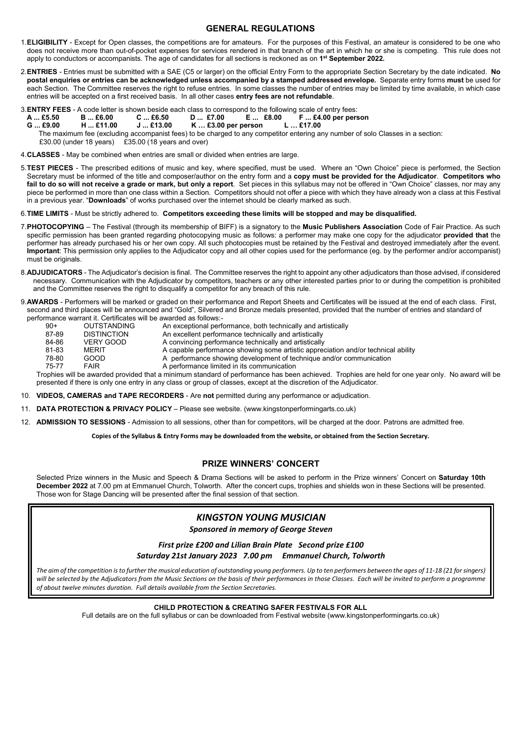## GENERAL REGULATIONS

1. **ELIGIBILITY** - Except for Open classes, the competitions are for amateurs. For the purposes of this Festival, an amateur is considered to be one who does not receive more than out-of-pocket expenses for services rendered in that branch of the art in which he or she is competing. This rule does not apply to conductors or accompanists. The age of candidates for all sections is reckoned as on **1st September 2022.**

2. **ENTRIES** - Entries must be submitted with a SAE (C5 or larger) on the official Entry Form to the appropriate Section Secretary by the date indicated. **No postal enquiries or entries can be acknowledged unless accompanied by a stamped addressed envelope.** Separate entry forms **must** be used for each Section. The Committee reserves the right to refuse entries. In some classes the number of entries may be limited by time available, in which case entries will be accepted on a first received basis. In all other cases **entry fees are not refundable**.

3. **ENTRY FEES** - A code letter is shown beside each class to correspond to the following scale of entry fees:
   **A ... £5.50 B ... £6.00 C ... £6.50 D ... £7.00 E ... £8.00 F ... £4.00 per person**
   **G ... £9.00 H ... £11.00 J ... £13.00 K … £3.00 per person L … £17.00**
   The maximum fee (excluding accompanist fees) to be charged to any competitor entering any number of solo Classes in a section:
   £30.00 (under 18 years) £35.00 (18 years and over)

4. **CLASSES** - May be combined when entries are small or divided when entries are large.

5. **TEST PIECES** - The prescribed editions of music and key, where specified, must be used. Where an "Own Choice" piece is performed, the Section Secretary must be informed of the title and composer/author on the entry form and a **copy must be provided for the Adjudicator**. **Competitors who fail to do so will not receive a grade or mark, but only a report**. Set pieces in this syllabus may not be offered in "Own Choice" classes, nor may any piece be performed in more than one class within a Section. Competitors should not offer a piece with which they have already won a class at this Festival in a previous year. "**Downloads**" of works purchased over the internet should be clearly marked as such.

6. **TIME LIMITS** - Must be strictly adhered to. **Competitors exceeding these limits will be stopped and may be disqualified.**

7. **PHOTOCOPYING** – The Festival (through its membership of BIFF) is a signatory to the **Music Publishers Association** Code of Fair Practice. As such specific permission has been granted regarding photocopying music as follows: a performer may make one copy for the adjudicator **provided that** the performer has already purchased his or her own copy. All such photocopies must be retained by the Festival and destroyed immediately after the event. **Important**: This permission only applies to the Adjudicator copy and all other copies used for the performance (eg. by the performer and/or accompanist) must be originals.

8. **ADJUDICATORS** - The Adjudicator's decision is final. The Committee reserves the right to appoint any other adjudicators than those advised, if considered necessary. Communication with the Adjudicator by competitors, teachers or any other interested parties prior to or during the competition is prohibited and the Committee reserves the right to disqualify a competitor for any breach of this rule.

9. **AWARDS** - Performers will be marked or graded on their performance and Report Sheets and Certificates will be issued at the end of each class. First, second and third places will be announced and "Gold", Silvered and Bronze medals presented, provided that the number of entries and standard of performance warrant it. Certificates will be awarded as follows:-

| | | |
|---|---|---|
| 90+ | OUTSTANDING | An exceptional performance, both technically and artistically |
| 87-89 | DISTINCTION | An excellent performance technically and artistically |
| 84-86 | VERY GOOD | A convincing performance technically and artistically |
| 81-83 | MERIT | A capable performance showing some artistic appreciation and/or technical ability |
| 78-80 | GOOD | A performance showing development of technique and/or communication |
| 75-77 | FAIR | A performance limited in its communication |

   Trophies will be awarded provided that a minimum standard of performance has been achieved. Trophies are held for one year only. No award will be presented if there is only one entry in any class or group of classes, except at the discretion of the Adjudicator.

10. **VIDEOS, CAMERAS and TAPE RECORDERS** - Are **not** permitted during any performance or adjudication.

11. **DATA PROTECTION & PRIVACY POLICY** – Please see website. (www.kingstonperformingarts.co.uk)

12. **ADMISSION TO SESSIONS** - Admission to all sessions, other than for competitors, will be charged at the door. Patrons are admitted free.

**Copies of the Syllabus & Entry Forms may be downloaded from the website, or obtained from the Section Secretary.**

## PRIZE WINNERS' CONCERT

Selected Prize winners in the Music and Speech & Drama Sections will be asked to perform in the Prize winners' Concert on **Saturday 10th December 2022** at 7.00 pm at Emmanuel Church, Tolworth. After the concert cups, trophies and shields won in these Sections will be presented. Those won for Stage Dancing will be presented after the final session of that section.

## *KINGSTON YOUNG MUSICIAN*

*Sponsored in memory of George Steven*

***First prize £200 and Lilian Brain Plate Second prize £100***

***Saturday 21st January 2023 7.00 pm Emmanuel Church, Tolworth***

*The aim of the competition is to further the musical education of outstanding young performers. Up to ten performers between the ages of 11-18 (21 for singers) will be selected by the Adjudicators from the Music Sections on the basis of their performances in those Classes. Each will be invited to perform a programme of about twelve minutes duration. Full details available from the Section Secretaries.*

**CHILD PROTECTION & CREATING SAFER FESTIVALS FOR ALL**

Full details are on the full syllabus or can be downloaded from Festival website (www.kingstonperformingarts.co.uk)